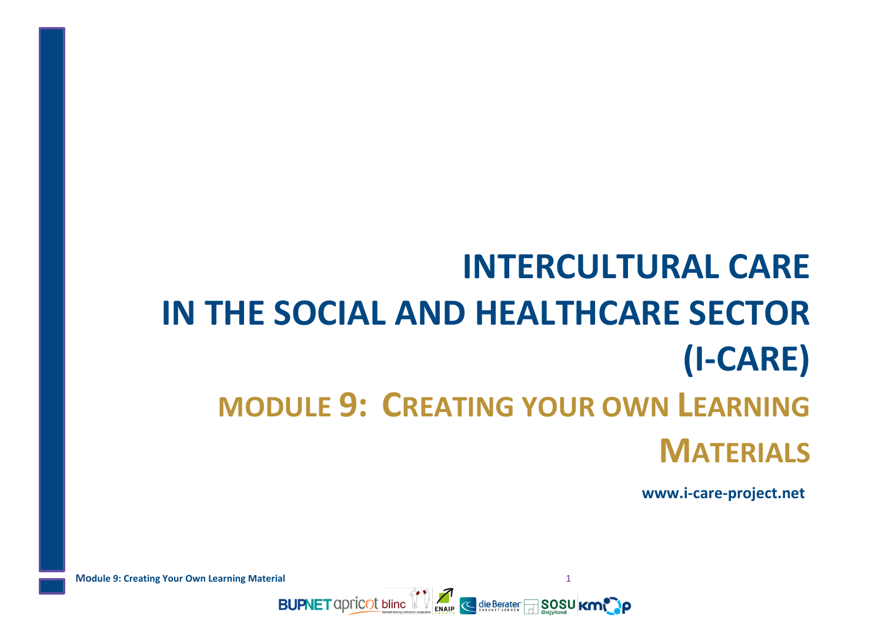# INTERCULTURAL CARE IN THE SOCIAL AND HEALTHCARE SECTOR (I-CARE)

## MODULE 9: CREATING YOUR OWN LEARNING MATERIALS

**www.i-care-project.net**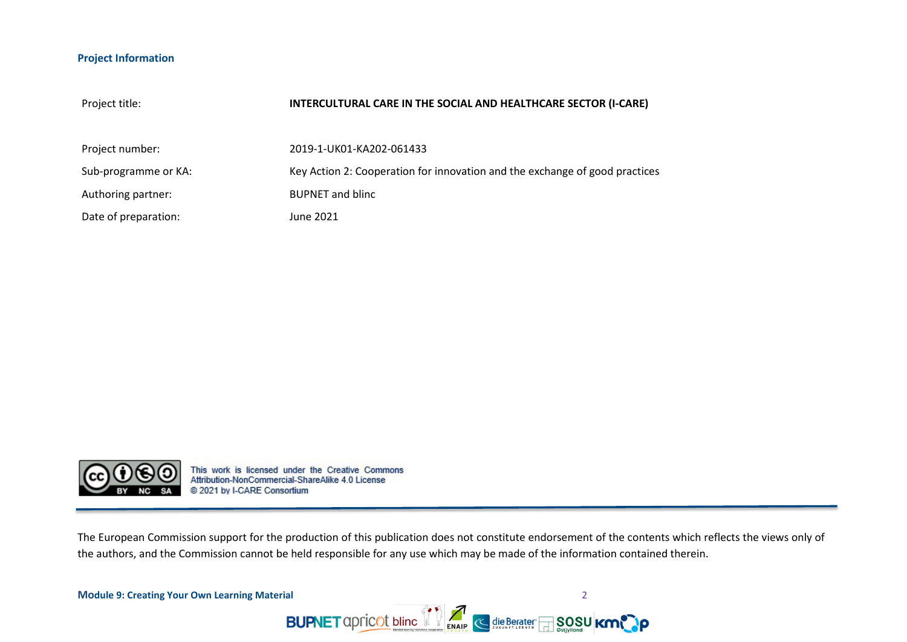**Project Information**

| | |
|---|---|
| Project title: | **INTERCULTURAL CARE IN THE SOCIAL AND HEALTHCARE SECTOR (I-CARE)** |
| Project number: | 2019-1-UK01-KA202-061433 |
| Sub-programme or KA: | Key Action 2: Cooperation for innovation and the exchange of good practices |
| Authoring partner: | BUPNET and blinc |
| Date of preparation: | June 2021 |

This work is licensed under the Creative Commons Attribution-NonCommercial-ShareAlike 4.0 License
© 2021 by I-CARE Consortium

The European Commission support for the production of this publication does not constitute endorsement of the contents which reflects the views only of the authors, and the Commission cannot be held responsible for any use which may be made of the information contained therein.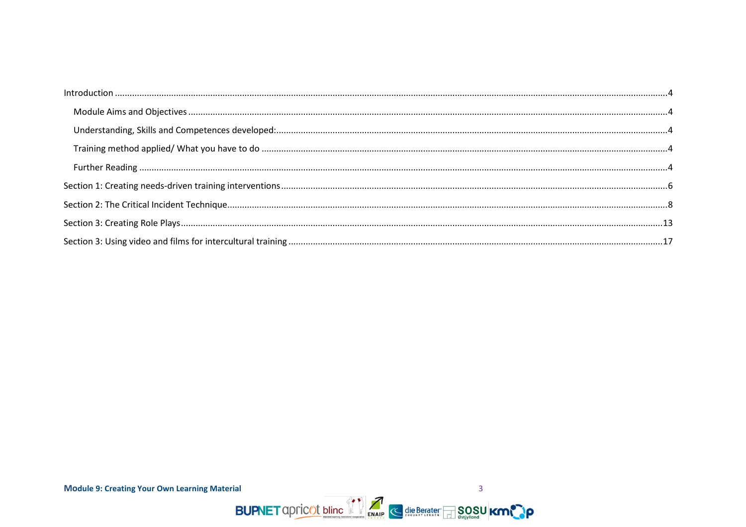Introduction .....4

- Module Aims and Objectives .....4
- Understanding, Skills and Competences developed: .....4
- Training method applied/ What you have to do .....4
- Further Reading .....4

Section 1: Creating needs-driven training interventions .....6

Section 2: The Critical Incident Technique .....8

Section 3: Creating Role Plays .....13

Section 3: Using video and films for intercultural training .....17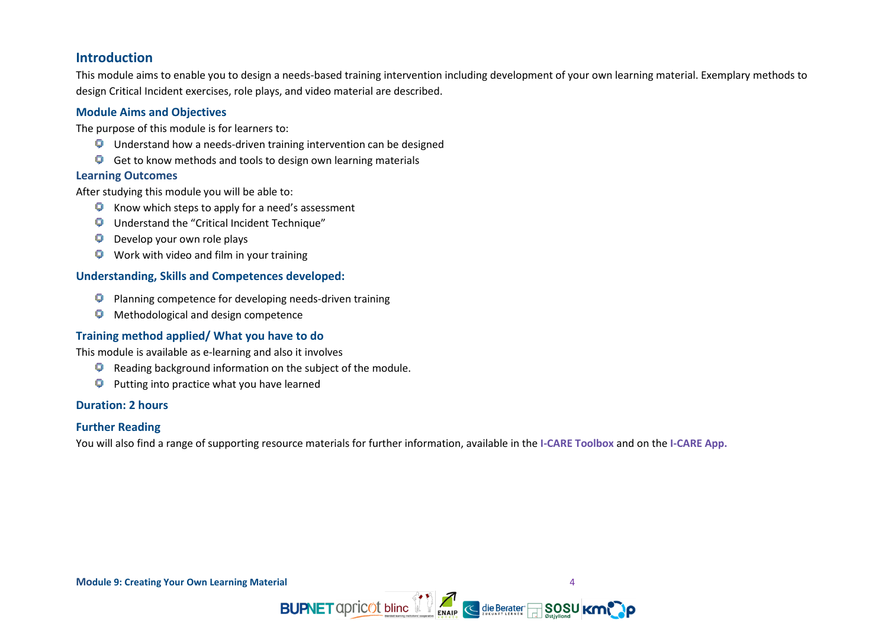## Introduction

This module aims to enable you to design a needs-based training intervention including development of your own learning material. Exemplary methods to design Critical Incident exercises, role plays, and video material are described.

### Module Aims and Objectives

The purpose of this module is for learners to:

- Understand how a needs-driven training intervention can be designed
- Get to know methods and tools to design own learning materials

### Learning Outcomes

After studying this module you will be able to:

- Know which steps to apply for a need's assessment
- Understand the "Critical Incident Technique"
- Develop your own role plays
- Work with video and film in your training

### Understanding, Skills and Competences developed:

- Planning competence for developing needs-driven training
- Methodological and design competence

### Training method applied/ What you have to do

This module is available as e-learning and also it involves

- Reading background information on the subject of the module.
- Putting into practice what you have learned

### Duration: 2 hours

### Further Reading

You will also find a range of supporting resource materials for further information, available in the **I-CARE Toolbox** and on the **I-CARE App.**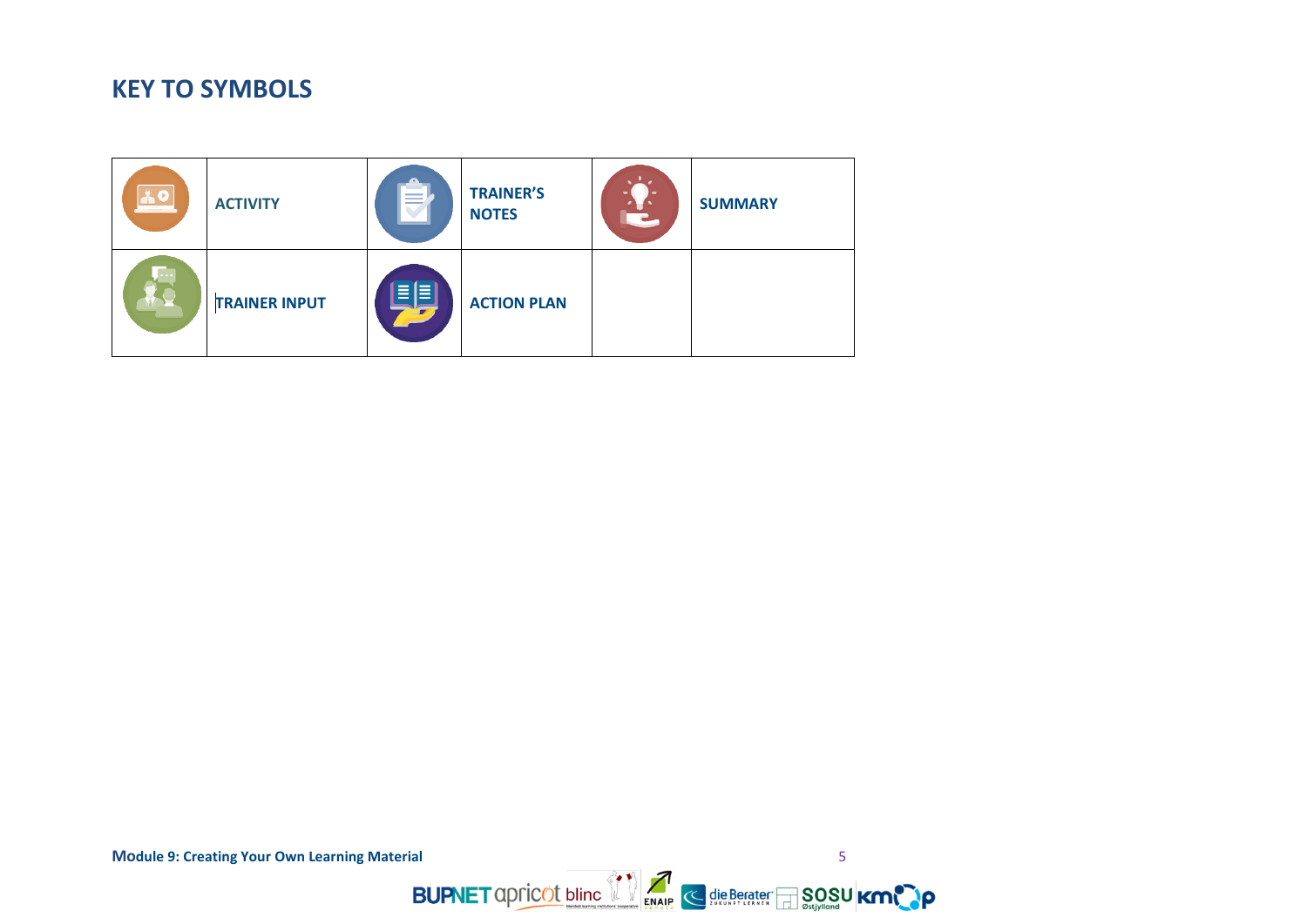# KEY TO SYMBOLS

| | | | | | |
|---|---|---|---|---|---|
| | **ACTIVITY** | | **TRAINER'S NOTES** | | **SUMMARY** |
| | **TRAINER INPUT** | | **ACTION PLAN** | | |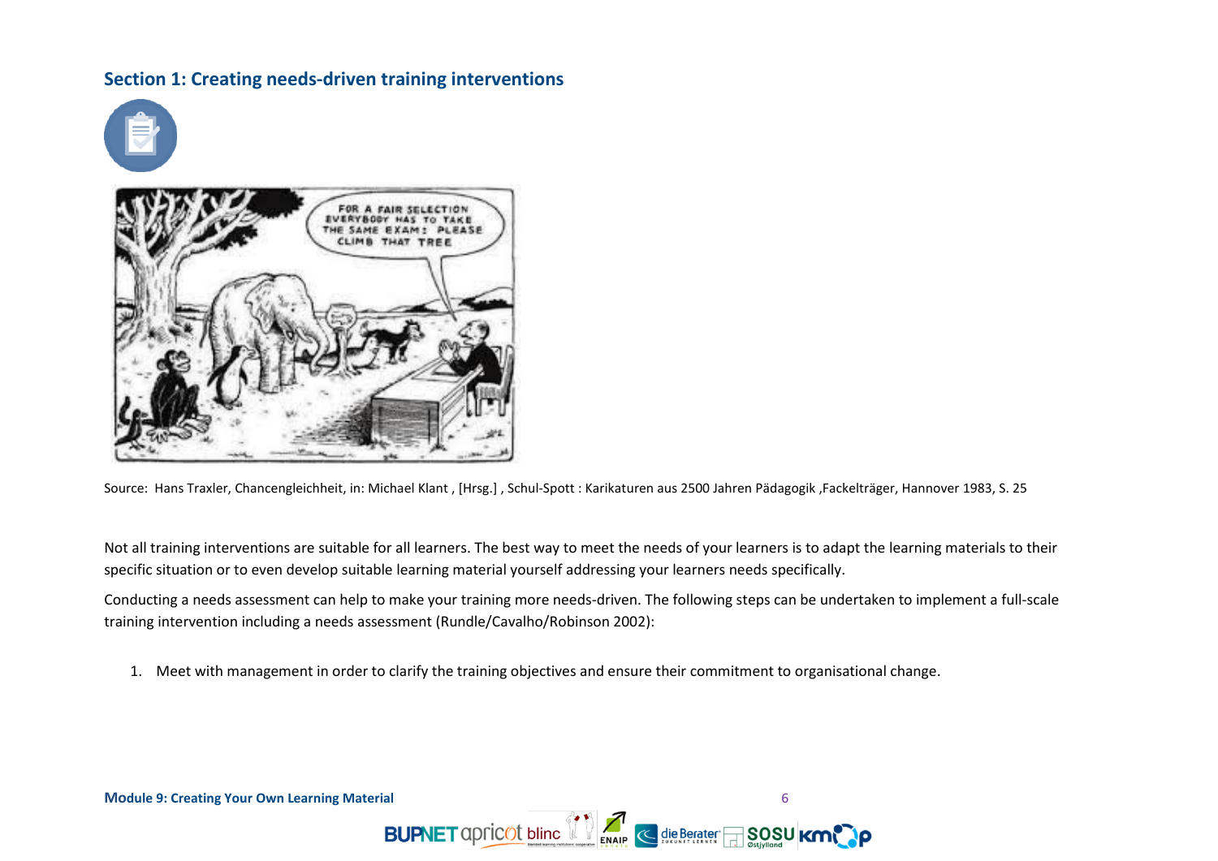## Section 1: Creating needs-driven training interventions

Source: Hans Traxler, Chancengleichheit, in: Michael Klant , [Hrsg.] , Schul-Spott : Karikaturen aus 2500 Jahren Pädagogik ,Fackelträger, Hannover 1983, S. 25

Not all training interventions are suitable for all learners. The best way to meet the needs of your learners is to adapt the learning materials to their specific situation or to even develop suitable learning material yourself addressing your learners needs specifically.

Conducting a needs assessment can help to make your training more needs-driven. The following steps can be undertaken to implement a full-scale training intervention including a needs assessment (Rundle/Cavalho/Robinson 2002):

1. Meet with management in order to clarify the training objectives and ensure their commitment to organisational change.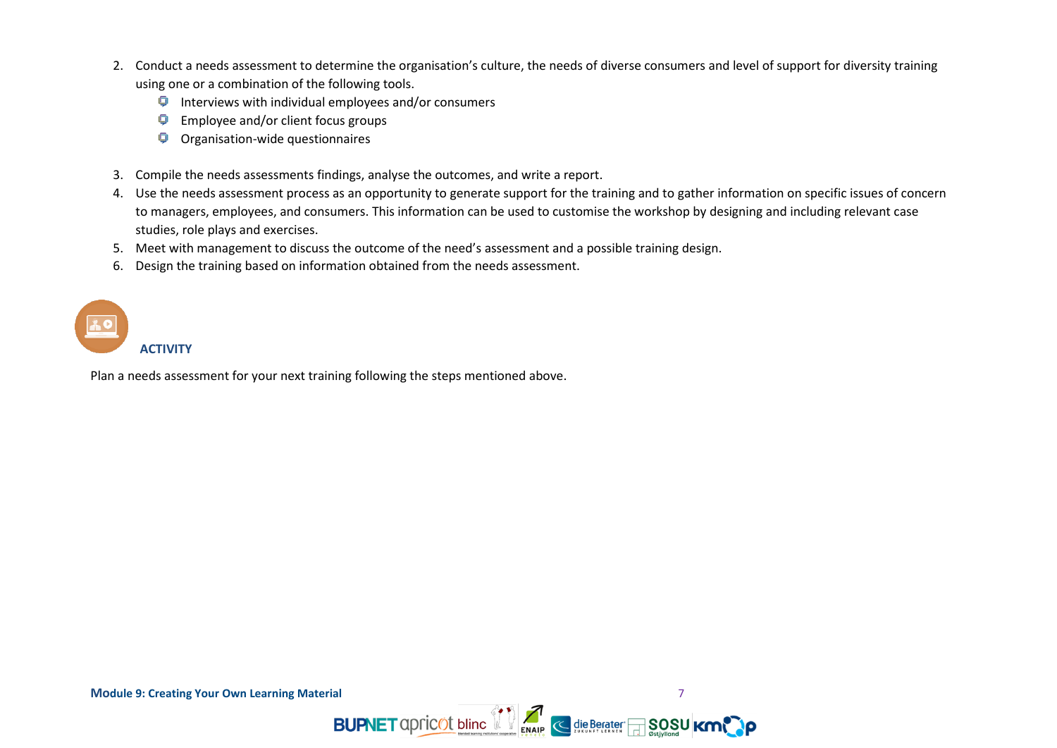2. Conduct a needs assessment to determine the organisation's culture, the needs of diverse consumers and level of support for diversity training using one or a combination of the following tools.
   - Interviews with individual employees and/or consumers
   - Employee and/or client focus groups
   - Organisation-wide questionnaires

3. Compile the needs assessments findings, analyse the outcomes, and write a report.
4. Use the needs assessment process as an opportunity to generate support for the training and to gather information on specific issues of concern to managers, employees, and consumers. This information can be used to customise the workshop by designing and including relevant case studies, role plays and exercises.
5. Meet with management to discuss the outcome of the need's assessment and a possible training design.
6. Design the training based on information obtained from the needs assessment.

### ACTIVITY

Plan a needs assessment for your next training following the steps mentioned above.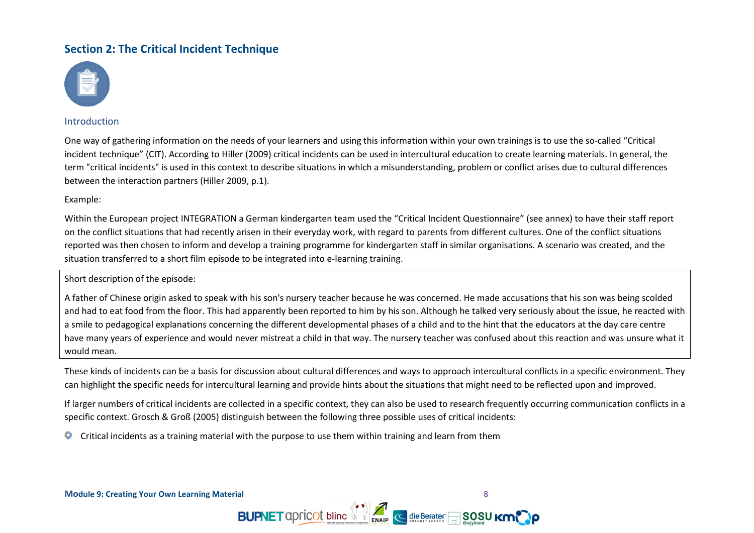## Section 2: The Critical Incident Technique

### Introduction

One way of gathering information on the needs of your learners and using this information within your own trainings is to use the so-called "Critical incident technique" (CIT). According to Hiller (2009) critical incidents can be used in intercultural education to create learning materials. In general, the term "critical incidents" is used in this context to describe situations in which a misunderstanding, problem or conflict arises due to cultural differences between the interaction partners (Hiller 2009, p.1).

Example:

Within the European project INTEGRATION a German kindergarten team used the "Critical Incident Questionnaire" (see annex) to have their staff report on the conflict situations that had recently arisen in their everyday work, with regard to parents from different cultures. One of the conflict situations reported was then chosen to inform and develop a training programme for kindergarten staff in similar organisations. A scenario was created, and the situation transferred to a short film episode to be integrated into e-learning training.

> Short description of the episode:
>
> A father of Chinese origin asked to speak with his son's nursery teacher because he was concerned. He made accusations that his son was being scolded and had to eat food from the floor. This had apparently been reported to him by his son. Although he talked very seriously about the issue, he reacted with a smile to pedagogical explanations concerning the different developmental phases of a child and to the hint that the educators at the day care centre have many years of experience and would never mistreat a child in that way. The nursery teacher was confused about this reaction and was unsure what it would mean.

These kinds of incidents can be a basis for discussion about cultural differences and ways to approach intercultural conflicts in a specific environment. They can highlight the specific needs for intercultural learning and provide hints about the situations that might need to be reflected upon and improved.

If larger numbers of critical incidents are collected in a specific context, they can also be used to research frequently occurring communication conflicts in a specific context. Grosch & Groß (2005) distinguish between the following three possible uses of critical incidents:

- Critical incidents as a training material with the purpose to use them within training and learn from them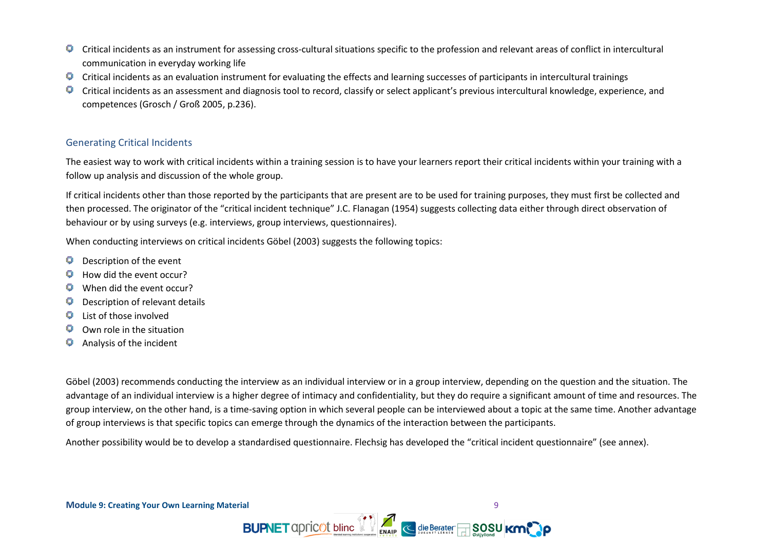- Critical incidents as an instrument for assessing cross-cultural situations specific to the profession and relevant areas of conflict in intercultural communication in everyday working life
- Critical incidents as an evaluation instrument for evaluating the effects and learning successes of participants in intercultural trainings
- Critical incidents as an assessment and diagnosis tool to record, classify or select applicant's previous intercultural knowledge, experience, and competences (Grosch / Groß 2005, p.236).

## Generating Critical Incidents

The easiest way to work with critical incidents within a training session is to have your learners report their critical incidents within your training with a follow up analysis and discussion of the whole group.

If critical incidents other than those reported by the participants that are present are to be used for training purposes, they must first be collected and then processed. The originator of the "critical incident technique" J.C. Flanagan (1954) suggests collecting data either through direct observation of behaviour or by using surveys (e.g. interviews, group interviews, questionnaires).

When conducting interviews on critical incidents Göbel (2003) suggests the following topics:

- Description of the event
- How did the event occur?
- When did the event occur?
- Description of relevant details
- List of those involved
- Own role in the situation
- Analysis of the incident

Göbel (2003) recommends conducting the interview as an individual interview or in a group interview, depending on the question and the situation. The advantage of an individual interview is a higher degree of intimacy and confidentiality, but they do require a significant amount of time and resources. The group interview, on the other hand, is a time-saving option in which several people can be interviewed about a topic at the same time. Another advantage of group interviews is that specific topics can emerge through the dynamics of the interaction between the participants.

Another possibility would be to develop a standardised questionnaire. Flechsig has developed the "critical incident questionnaire" (see annex).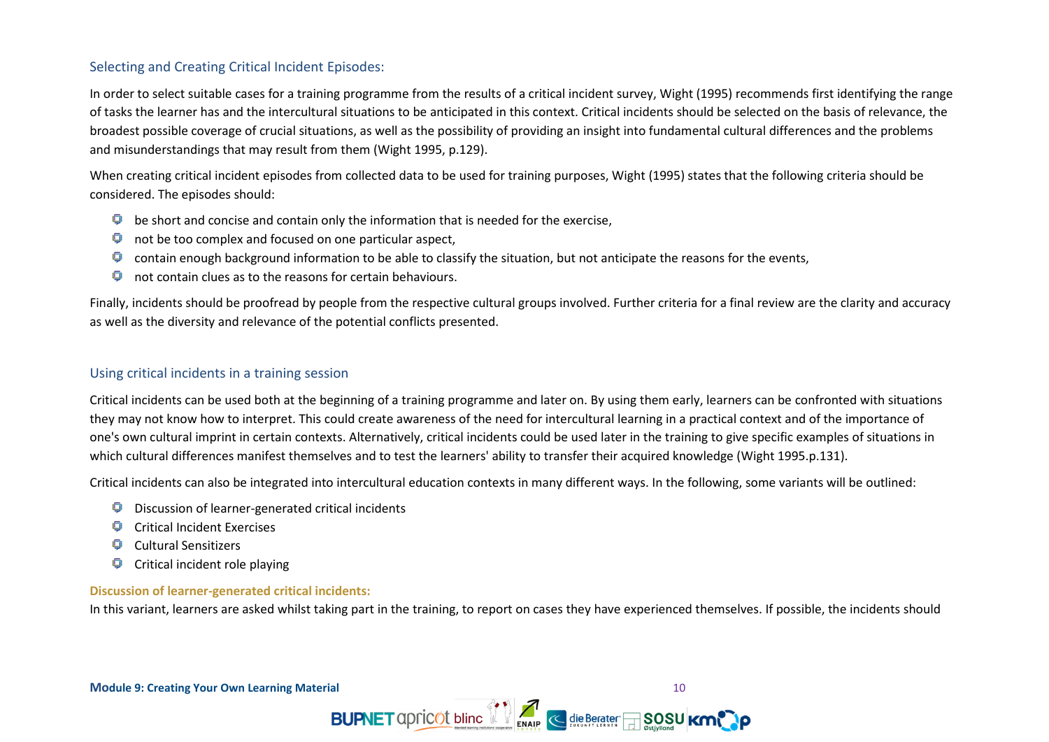## Selecting and Creating Critical Incident Episodes:

In order to select suitable cases for a training programme from the results of a critical incident survey, Wight (1995) recommends first identifying the range of tasks the learner has and the intercultural situations to be anticipated in this context. Critical incidents should be selected on the basis of relevance, the broadest possible coverage of crucial situations, as well as the possibility of providing an insight into fundamental cultural differences and the problems and misunderstandings that may result from them (Wight 1995, p.129).

When creating critical incident episodes from collected data to be used for training purposes, Wight (1995) states that the following criteria should be considered. The episodes should:

- be short and concise and contain only the information that is needed for the exercise,
- not be too complex and focused on one particular aspect,
- contain enough background information to be able to classify the situation, but not anticipate the reasons for the events,
- not contain clues as to the reasons for certain behaviours.

Finally, incidents should be proofread by people from the respective cultural groups involved. Further criteria for a final review are the clarity and accuracy as well as the diversity and relevance of the potential conflicts presented.

## Using critical incidents in a training session

Critical incidents can be used both at the beginning of a training programme and later on. By using them early, learners can be confronted with situations they may not know how to interpret. This could create awareness of the need for intercultural learning in a practical context and of the importance of one's own cultural imprint in certain contexts. Alternatively, critical incidents could be used later in the training to give specific examples of situations in which cultural differences manifest themselves and to test the learners' ability to transfer their acquired knowledge (Wight 1995.p.131).

Critical incidents can also be integrated into intercultural education contexts in many different ways. In the following, some variants will be outlined:

- Discussion of learner-generated critical incidents
- Critical Incident Exercises
- Cultural Sensitizers
- Critical incident role playing

**Discussion of learner-generated critical incidents:**

In this variant, learners are asked whilst taking part in the training, to report on cases they have experienced themselves. If possible, the incidents should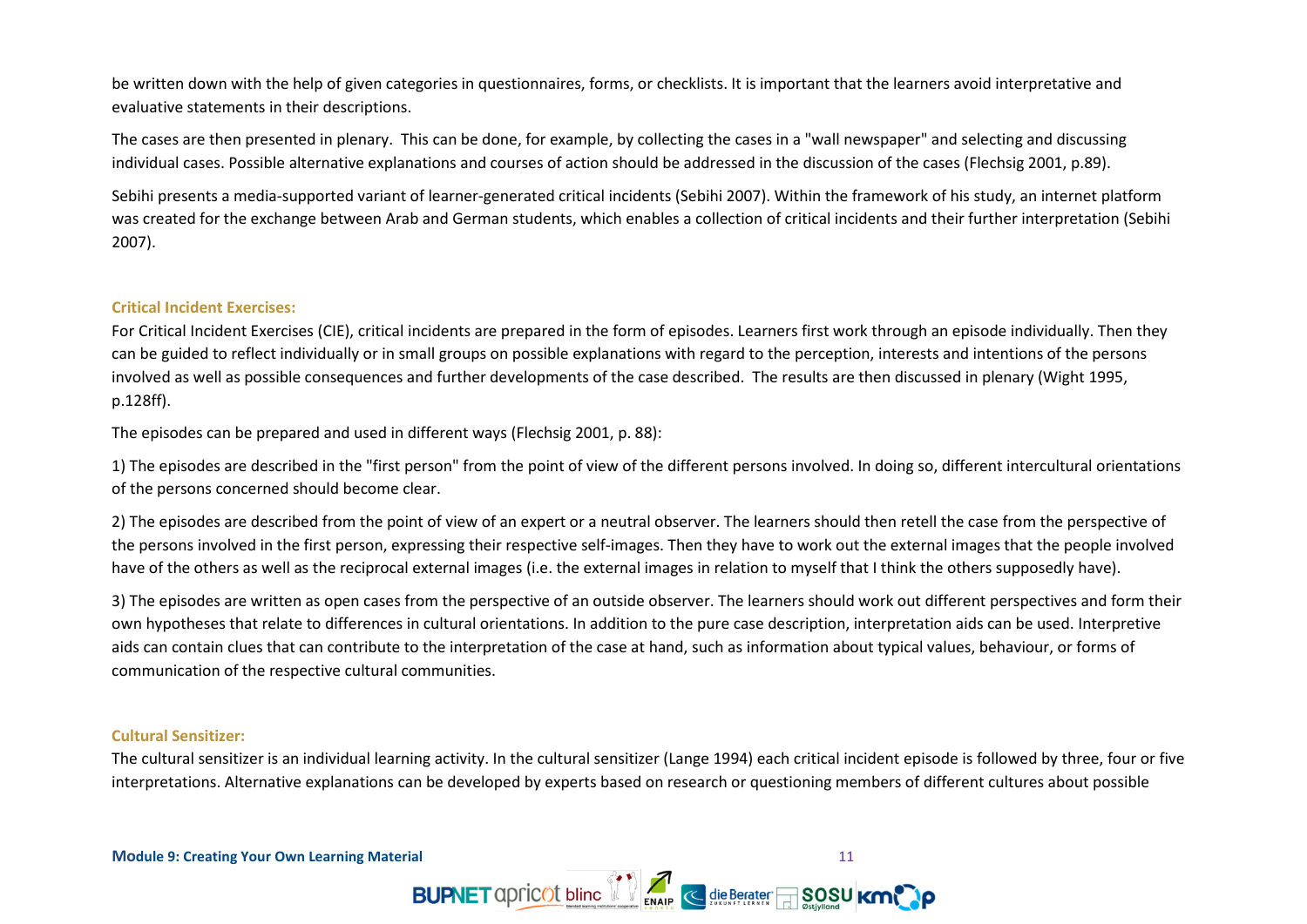be written down with the help of given categories in questionnaires, forms, or checklists. It is important that the learners avoid interpretative and evaluative statements in their descriptions.

The cases are then presented in plenary. This can be done, for example, by collecting the cases in a "wall newspaper" and selecting and discussing individual cases. Possible alternative explanations and courses of action should be addressed in the discussion of the cases (Flechsig 2001, p.89).

Sebihi presents a media-supported variant of learner-generated critical incidents (Sebihi 2007). Within the framework of his study, an internet platform was created for the exchange between Arab and German students, which enables a collection of critical incidents and their further interpretation (Sebihi 2007).

### Critical Incident Exercises:

For Critical Incident Exercises (CIE), critical incidents are prepared in the form of episodes. Learners first work through an episode individually. Then they can be guided to reflect individually or in small groups on possible explanations with regard to the perception, interests and intentions of the persons involved as well as possible consequences and further developments of the case described. The results are then discussed in plenary (Wight 1995, p.128ff).

The episodes can be prepared and used in different ways (Flechsig 2001, p. 88):

1) The episodes are described in the "first person" from the point of view of the different persons involved. In doing so, different intercultural orientations of the persons concerned should become clear.

2) The episodes are described from the point of view of an expert or a neutral observer. The learners should then retell the case from the perspective of the persons involved in the first person, expressing their respective self-images. Then they have to work out the external images that the people involved have of the others as well as the reciprocal external images (i.e. the external images in relation to myself that I think the others supposedly have).

3) The episodes are written as open cases from the perspective of an outside observer. The learners should work out different perspectives and form their own hypotheses that relate to differences in cultural orientations. In addition to the pure case description, interpretation aids can be used. Interpretive aids can contain clues that can contribute to the interpretation of the case at hand, such as information about typical values, behaviour, or forms of communication of the respective cultural communities.

### Cultural Sensitizer:

The cultural sensitizer is an individual learning activity. In the cultural sensitizer (Lange 1994) each critical incident episode is followed by three, four or five interpretations. Alternative explanations can be developed by experts based on research or questioning members of different cultures about possible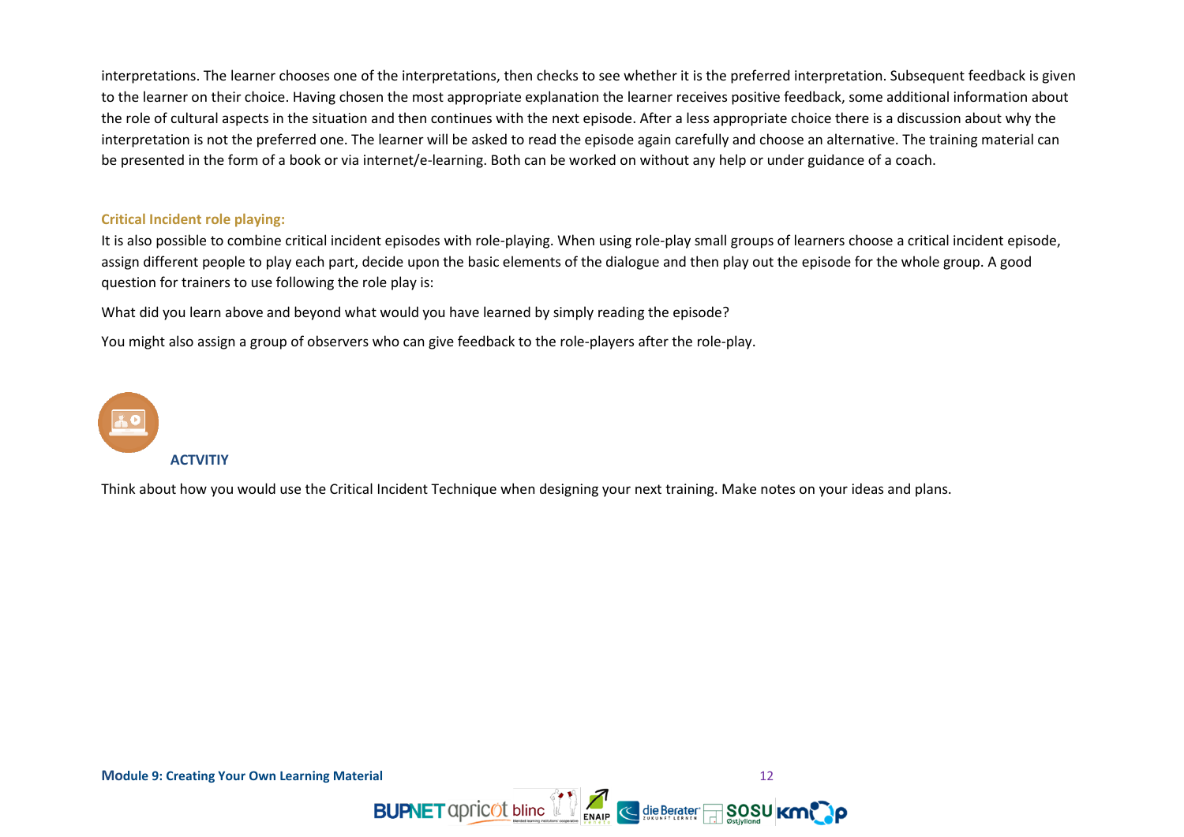interpretations. The learner chooses one of the interpretations, then checks to see whether it is the preferred interpretation. Subsequent feedback is given to the learner on their choice. Having chosen the most appropriate explanation the learner receives positive feedback, some additional information about the role of cultural aspects in the situation and then continues with the next episode. After a less appropriate choice there is a discussion about why the interpretation is not the preferred one. The learner will be asked to read the episode again carefully and choose an alternative. The training material can be presented in the form of a book or via internet/e-learning. Both can be worked on without any help or under guidance of a coach.

### Critical Incident role playing:

It is also possible to combine critical incident episodes with role-playing. When using role-play small groups of learners choose a critical incident episode, assign different people to play each part, decide upon the basic elements of the dialogue and then play out the episode for the whole group. A good question for trainers to use following the role play is:

What did you learn above and beyond what would you have learned by simply reading the episode?

You might also assign a group of observers who can give feedback to the role-players after the role-play.

**ACTVITIY**

Think about how you would use the Critical Incident Technique when designing your next training. Make notes on your ideas and plans.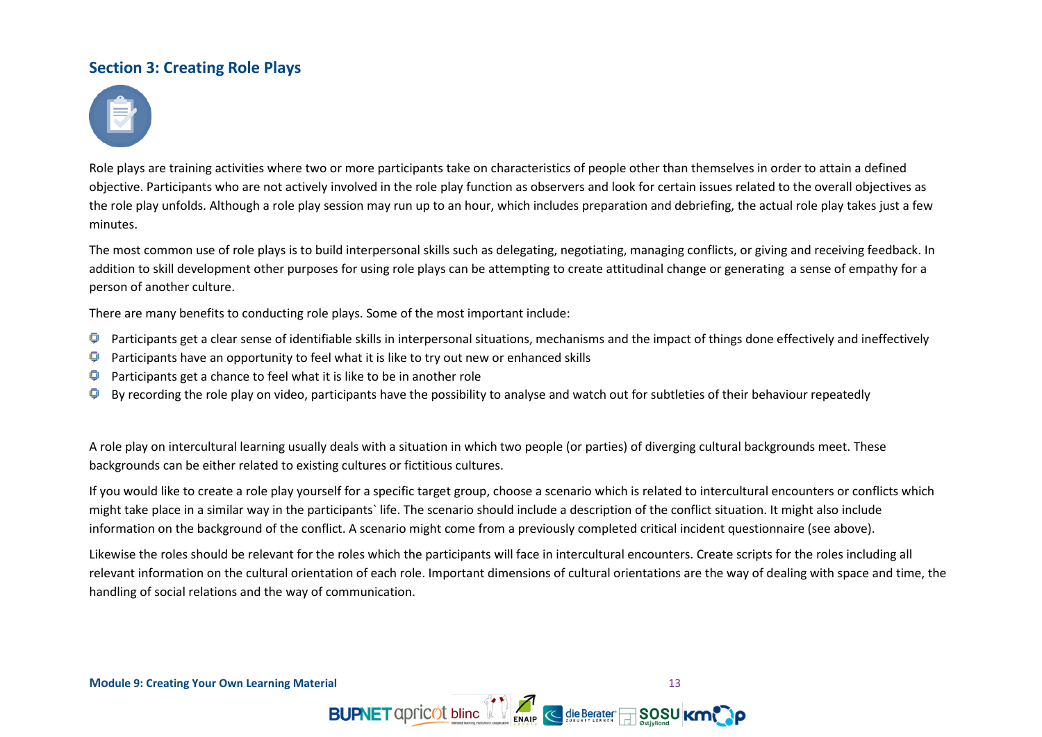## Section 3: Creating Role Plays

Role plays are training activities where two or more participants take on characteristics of people other than themselves in order to attain a defined objective. Participants who are not actively involved in the role play function as observers and look for certain issues related to the overall objectives as the role play unfolds. Although a role play session may run up to an hour, which includes preparation and debriefing, the actual role play takes just a few minutes.

The most common use of role plays is to build interpersonal skills such as delegating, negotiating, managing conflicts, or giving and receiving feedback. In addition to skill development other purposes for using role plays can be attempting to create attitudinal change or generating a sense of empathy for a person of another culture.

There are many benefits to conducting role plays. Some of the most important include:

- Participants get a clear sense of identifiable skills in interpersonal situations, mechanisms and the impact of things done effectively and ineffectively
- Participants have an opportunity to feel what it is like to try out new or enhanced skills
- Participants get a chance to feel what it is like to be in another role
- By recording the role play on video, participants have the possibility to analyse and watch out for subtleties of their behaviour repeatedly

A role play on intercultural learning usually deals with a situation in which two people (or parties) of diverging cultural backgrounds meet. These backgrounds can be either related to existing cultures or fictitious cultures.

If you would like to create a role play yourself for a specific target group, choose a scenario which is related to intercultural encounters or conflicts which might take place in a similar way in the participants` life. The scenario should include a description of the conflict situation. It might also include information on the background of the conflict. A scenario might come from a previously completed critical incident questionnaire (see above).

Likewise the roles should be relevant for the roles which the participants will face in intercultural encounters. Create scripts for the roles including all relevant information on the cultural orientation of each role. Important dimensions of cultural orientations are the way of dealing with space and time, the handling of social relations and the way of communication.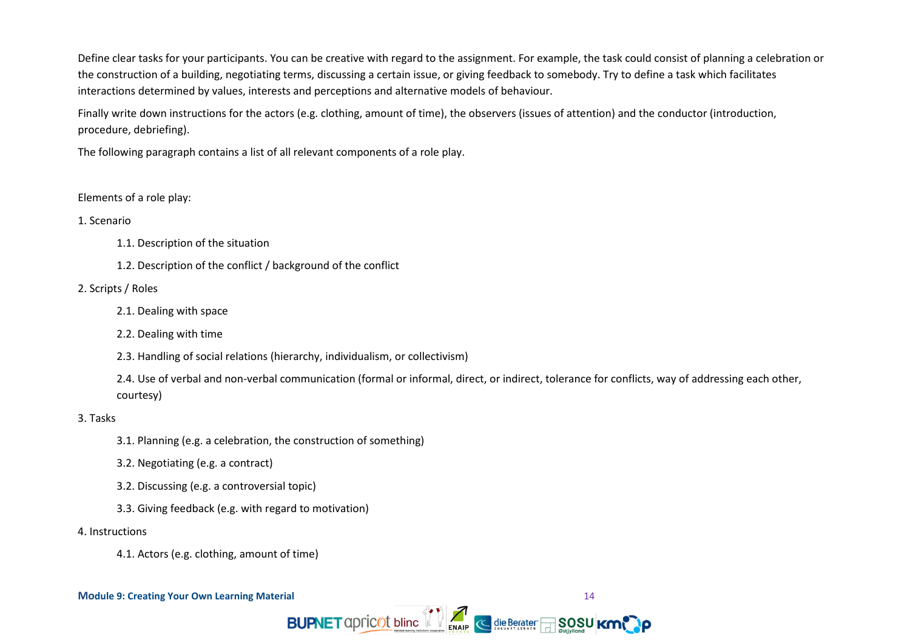Define clear tasks for your participants. You can be creative with regard to the assignment. For example, the task could consist of planning a celebration or the construction of a building, negotiating terms, discussing a certain issue, or giving feedback to somebody. Try to define a task which facilitates interactions determined by values, interests and perceptions and alternative models of behaviour.

Finally write down instructions for the actors (e.g. clothing, amount of time), the observers (issues of attention) and the conductor (introduction, procedure, debriefing).

The following paragraph contains a list of all relevant components of a role play.

Elements of a role play:

1. Scenario

    1.1. Description of the situation

    1.2. Description of the conflict / background of the conflict

2. Scripts / Roles

    2.1. Dealing with space

    2.2. Dealing with time

    2.3. Handling of social relations (hierarchy, individualism, or collectivism)

    2.4. Use of verbal and non-verbal communication (formal or informal, direct, or indirect, tolerance for conflicts, way of addressing each other, courtesy)

3. Tasks

    3.1. Planning (e.g. a celebration, the construction of something)

    3.2. Negotiating (e.g. a contract)

    3.2. Discussing (e.g. a controversial topic)

    3.3. Giving feedback (e.g. with regard to motivation)

4. Instructions

    4.1. Actors (e.g. clothing, amount of time)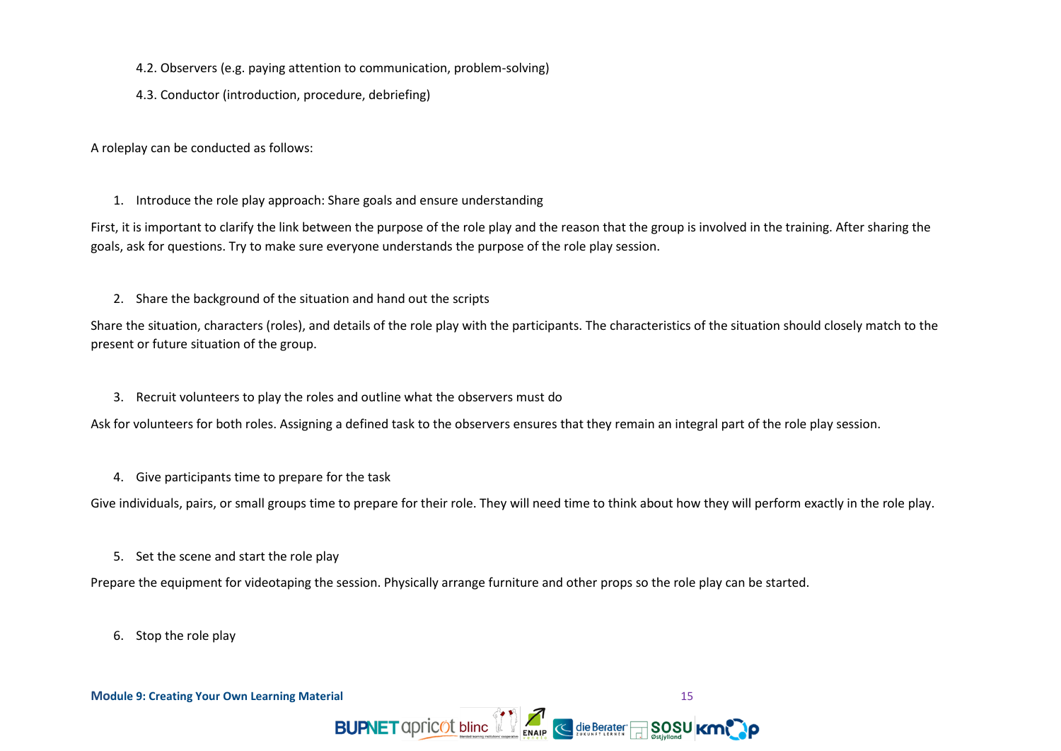4.2. Observers (e.g. paying attention to communication, problem-solving)

4.3. Conductor (introduction, procedure, debriefing)

A roleplay can be conducted as follows:

1. Introduce the role play approach: Share goals and ensure understanding

First, it is important to clarify the link between the purpose of the role play and the reason that the group is involved in the training. After sharing the goals, ask for questions. Try to make sure everyone understands the purpose of the role play session.

2. Share the background of the situation and hand out the scripts

Share the situation, characters (roles), and details of the role play with the participants. The characteristics of the situation should closely match to the present or future situation of the group.

3. Recruit volunteers to play the roles and outline what the observers must do

Ask for volunteers for both roles. Assigning a defined task to the observers ensures that they remain an integral part of the role play session.

4. Give participants time to prepare for the task

Give individuals, pairs, or small groups time to prepare for their role. They will need time to think about how they will perform exactly in the role play.

5. Set the scene and start the role play

Prepare the equipment for videotaping the session. Physically arrange furniture and other props so the role play can be started.

6. Stop the role play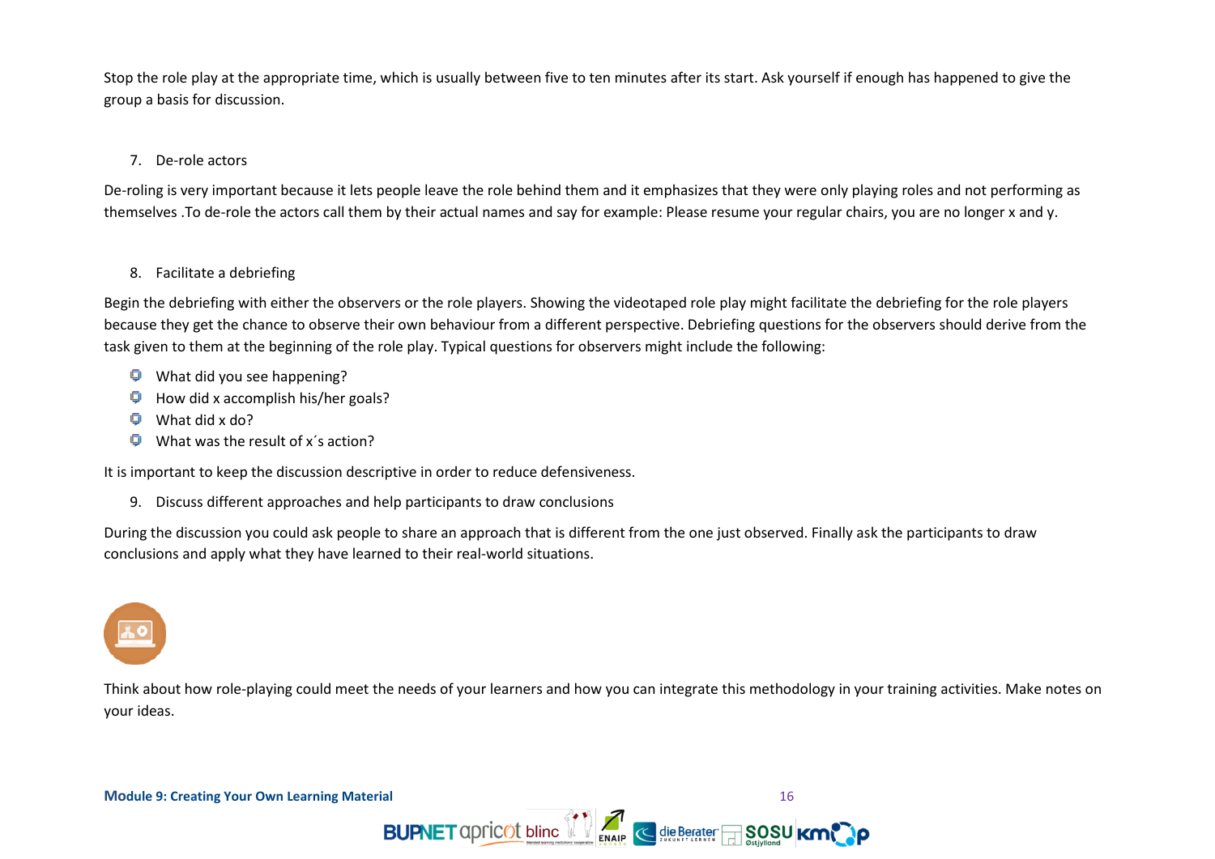Stop the role play at the appropriate time, which is usually between five to ten minutes after its start. Ask yourself if enough has happened to give the group a basis for discussion.

7. De-role actors

De-roling is very important because it lets people leave the role behind them and it emphasizes that they were only playing roles and not performing as themselves .To de-role the actors call them by their actual names and say for example: Please resume your regular chairs, you are no longer x and y.

8. Facilitate a debriefing

Begin the debriefing with either the observers or the role players. Showing the videotaped role play might facilitate the debriefing for the role players because they get the chance to observe their own behaviour from a different perspective. Debriefing questions for the observers should derive from the task given to them at the beginning of the role play. Typical questions for observers might include the following:

- What did you see happening?
- How did x accomplish his/her goals?
- What did x do?
- What was the result of x´s action?

It is important to keep the discussion descriptive in order to reduce defensiveness.

9. Discuss different approaches and help participants to draw conclusions

During the discussion you could ask people to share an approach that is different from the one just observed. Finally ask the participants to draw conclusions and apply what they have learned to their real-world situations.

Think about how role-playing could meet the needs of your learners and how you can integrate this methodology in your training activities. Make notes on your ideas.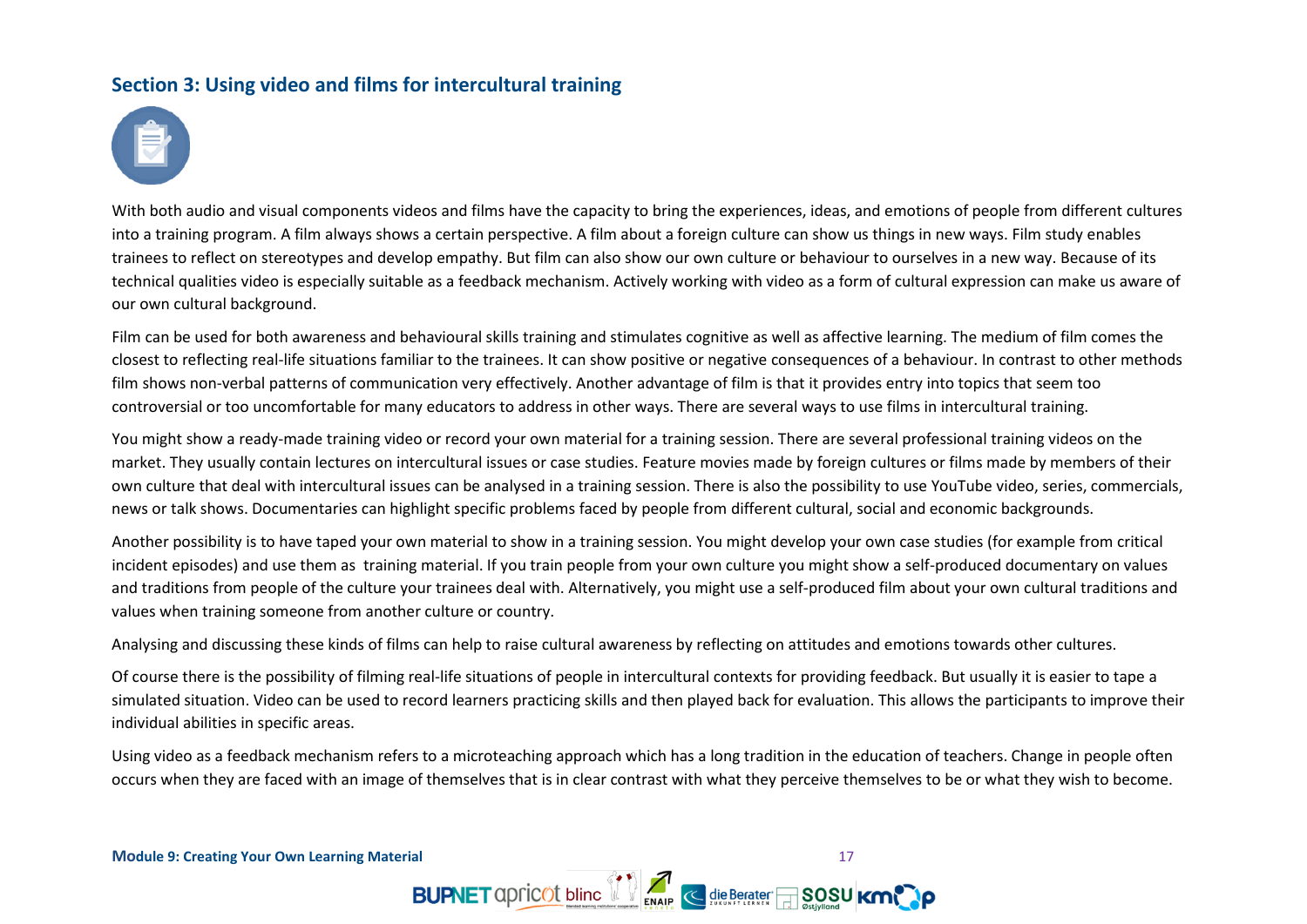## Section 3: Using video and films for intercultural training

With both audio and visual components videos and films have the capacity to bring the experiences, ideas, and emotions of people from different cultures into a training program. A film always shows a certain perspective. A film about a foreign culture can show us things in new ways. Film study enables trainees to reflect on stereotypes and develop empathy. But film can also show our own culture or behaviour to ourselves in a new way. Because of its technical qualities video is especially suitable as a feedback mechanism. Actively working with video as a form of cultural expression can make us aware of our own cultural background.

Film can be used for both awareness and behavioural skills training and stimulates cognitive as well as affective learning. The medium of film comes the closest to reflecting real-life situations familiar to the trainees. It can show positive or negative consequences of a behaviour. In contrast to other methods film shows non-verbal patterns of communication very effectively. Another advantage of film is that it provides entry into topics that seem too controversial or too uncomfortable for many educators to address in other ways. There are several ways to use films in intercultural training.

You might show a ready-made training video or record your own material for a training session. There are several professional training videos on the market. They usually contain lectures on intercultural issues or case studies. Feature movies made by foreign cultures or films made by members of their own culture that deal with intercultural issues can be analysed in a training session. There is also the possibility to use YouTube video, series, commercials, news or talk shows. Documentaries can highlight specific problems faced by people from different cultural, social and economic backgrounds.

Another possibility is to have taped your own material to show in a training session. You might develop your own case studies (for example from critical incident episodes) and use them as training material. If you train people from your own culture you might show a self-produced documentary on values and traditions from people of the culture your trainees deal with. Alternatively, you might use a self-produced film about your own cultural traditions and values when training someone from another culture or country.

Analysing and discussing these kinds of films can help to raise cultural awareness by reflecting on attitudes and emotions towards other cultures.

Of course there is the possibility of filming real-life situations of people in intercultural contexts for providing feedback. But usually it is easier to tape a simulated situation. Video can be used to record learners practicing skills and then played back for evaluation. This allows the participants to improve their individual abilities in specific areas.

Using video as a feedback mechanism refers to a microteaching approach which has a long tradition in the education of teachers. Change in people often occurs when they are faced with an image of themselves that is in clear contrast with what they perceive themselves to be or what they wish to become.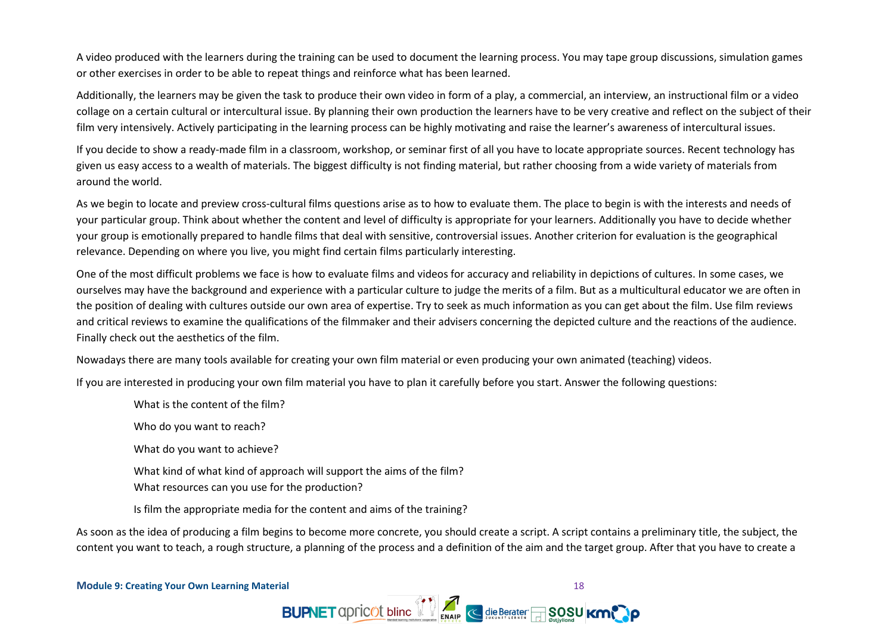A video produced with the learners during the training can be used to document the learning process. You may tape group discussions, simulation games or other exercises in order to be able to repeat things and reinforce what has been learned.

Additionally, the learners may be given the task to produce their own video in form of a play, a commercial, an interview, an instructional film or a video collage on a certain cultural or intercultural issue. By planning their own production the learners have to be very creative and reflect on the subject of their film very intensively. Actively participating in the learning process can be highly motivating and raise the learner's awareness of intercultural issues.

If you decide to show a ready-made film in a classroom, workshop, or seminar first of all you have to locate appropriate sources. Recent technology has given us easy access to a wealth of materials. The biggest difficulty is not finding material, but rather choosing from a wide variety of materials from around the world.

As we begin to locate and preview cross-cultural films questions arise as to how to evaluate them. The place to begin is with the interests and needs of your particular group. Think about whether the content and level of difficulty is appropriate for your learners. Additionally you have to decide whether your group is emotionally prepared to handle films that deal with sensitive, controversial issues. Another criterion for evaluation is the geographical relevance. Depending on where you live, you might find certain films particularly interesting.

One of the most difficult problems we face is how to evaluate films and videos for accuracy and reliability in depictions of cultures. In some cases, we ourselves may have the background and experience with a particular culture to judge the merits of a film. But as a multicultural educator we are often in the position of dealing with cultures outside our own area of expertise. Try to seek as much information as you can get about the film. Use film reviews and critical reviews to examine the qualifications of the filmmaker and their advisers concerning the depicted culture and the reactions of the audience. Finally check out the aesthetics of the film.

Nowadays there are many tools available for creating your own film material or even producing your own animated (teaching) videos.

If you are interested in producing your own film material you have to plan it carefully before you start. Answer the following questions:

> What is the content of the film?
>
> Who do you want to reach?
>
> What do you want to achieve?
>
> What kind of what kind of approach will support the aims of the film?
> What resources can you use for the production?
>
> Is film the appropriate media for the content and aims of the training?

As soon as the idea of producing a film begins to become more concrete, you should create a script. A script contains a preliminary title, the subject, the content you want to teach, a rough structure, a planning of the process and a definition of the aim and the target group. After that you have to create a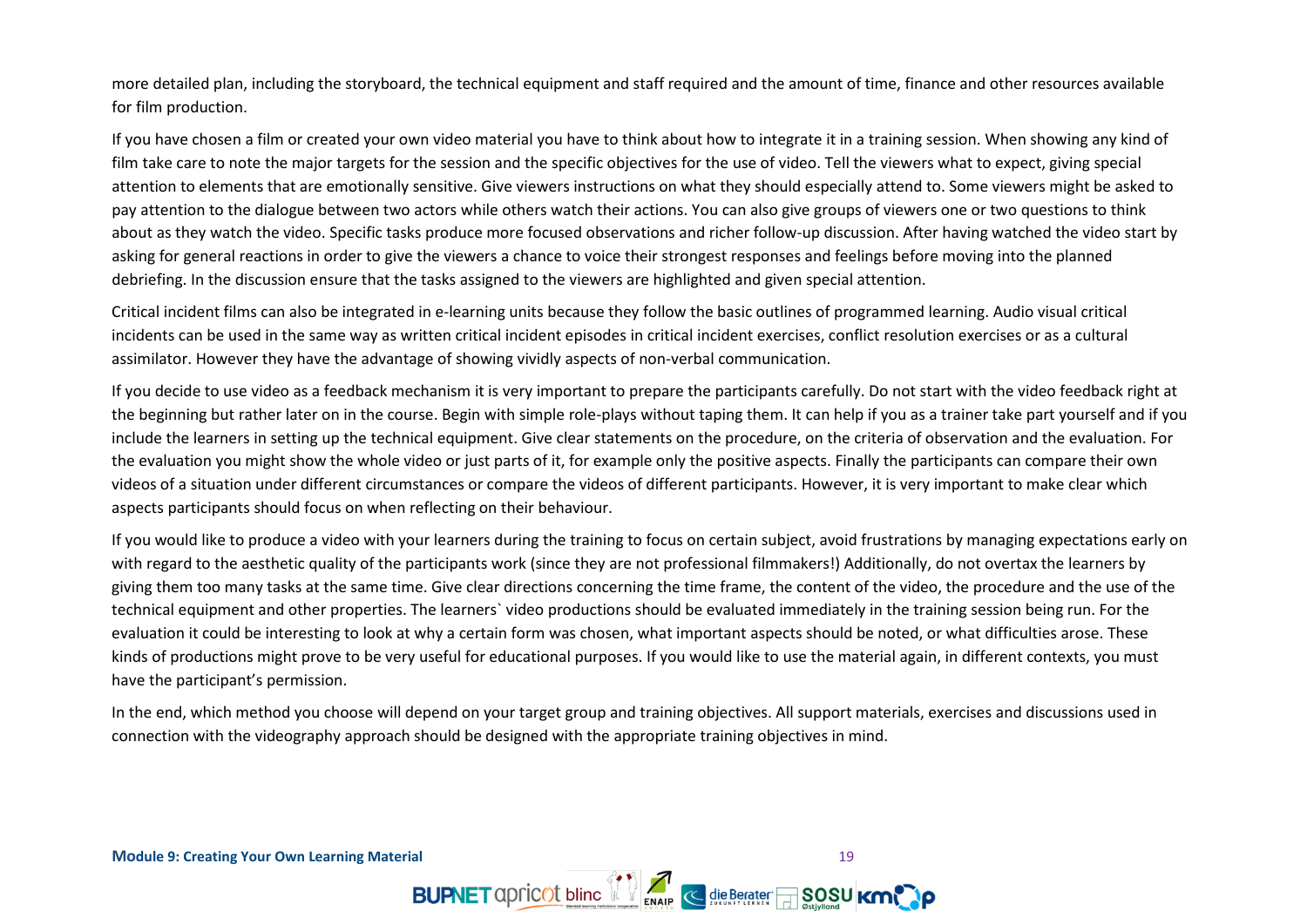more detailed plan, including the storyboard, the technical equipment and staff required and the amount of time, finance and other resources available for film production.

If you have chosen a film or created your own video material you have to think about how to integrate it in a training session. When showing any kind of film take care to note the major targets for the session and the specific objectives for the use of video. Tell the viewers what to expect, giving special attention to elements that are emotionally sensitive. Give viewers instructions on what they should especially attend to. Some viewers might be asked to pay attention to the dialogue between two actors while others watch their actions. You can also give groups of viewers one or two questions to think about as they watch the video. Specific tasks produce more focused observations and richer follow-up discussion. After having watched the video start by asking for general reactions in order to give the viewers a chance to voice their strongest responses and feelings before moving into the planned debriefing. In the discussion ensure that the tasks assigned to the viewers are highlighted and given special attention.

Critical incident films can also be integrated in e-learning units because they follow the basic outlines of programmed learning. Audio visual critical incidents can be used in the same way as written critical incident episodes in critical incident exercises, conflict resolution exercises or as a cultural assimilator. However they have the advantage of showing vividly aspects of non-verbal communication.

If you decide to use video as a feedback mechanism it is very important to prepare the participants carefully. Do not start with the video feedback right at the beginning but rather later on in the course. Begin with simple role-plays without taping them. It can help if you as a trainer take part yourself and if you include the learners in setting up the technical equipment. Give clear statements on the procedure, on the criteria of observation and the evaluation. For the evaluation you might show the whole video or just parts of it, for example only the positive aspects. Finally the participants can compare their own videos of a situation under different circumstances or compare the videos of different participants. However, it is very important to make clear which aspects participants should focus on when reflecting on their behaviour.

If you would like to produce a video with your learners during the training to focus on certain subject, avoid frustrations by managing expectations early on with regard to the aesthetic quality of the participants work (since they are not professional filmmakers!) Additionally, do not overtax the learners by giving them too many tasks at the same time. Give clear directions concerning the time frame, the content of the video, the procedure and the use of the technical equipment and other properties. The learners` video productions should be evaluated immediately in the training session being run. For the evaluation it could be interesting to look at why a certain form was chosen, what important aspects should be noted, or what difficulties arose. These kinds of productions might prove to be very useful for educational purposes. If you would like to use the material again, in different contexts, you must have the participant's permission.

In the end, which method you choose will depend on your target group and training objectives. All support materials, exercises and discussions used in connection with the videography approach should be designed with the appropriate training objectives in mind.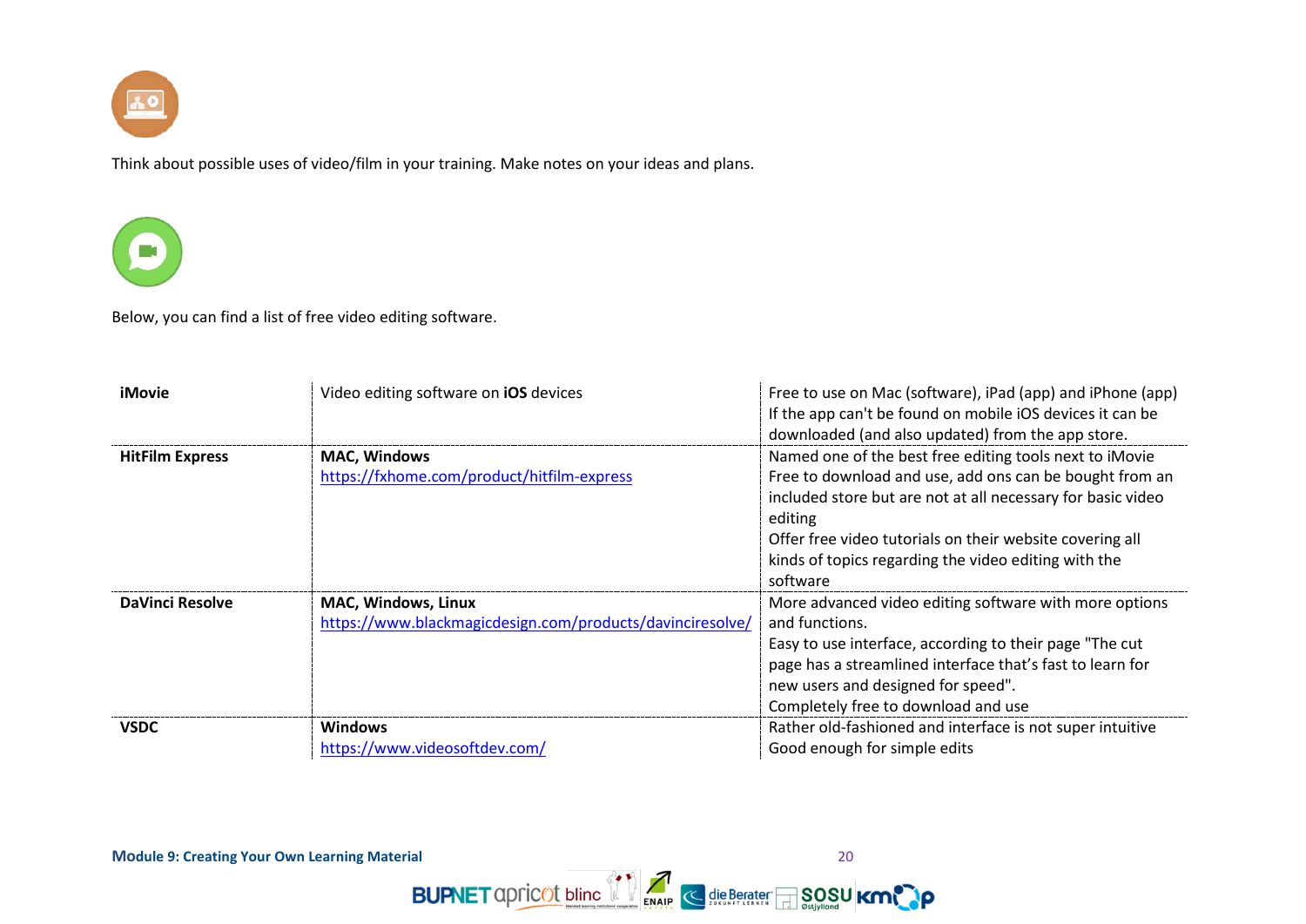Think about possible uses of video/film in your training. Make notes on your ideas and plans.

Below, you can find a list of free video editing software.

| | | |
|---|---|---|
| **iMovie** | Video editing software on **iOS** devices | Free to use on Mac (software), iPad (app) and iPhone (app)<br>If the app can't be found on mobile iOS devices it can be downloaded (and also updated) from the app store. |
| **HitFilm Express** | **MAC, Windows**<br>https://fxhome.com/product/hitfilm-express | Named one of the best free editing tools next to iMovie<br>Free to download and use, add ons can be bought from an included store but are not at all necessary for basic video editing<br>Offer free video tutorials on their website covering all kinds of topics regarding the video editing with the software |
| **DaVinci Resolve** | **MAC, Windows, Linux**<br>https://www.blackmagicdesign.com/products/davinciresolve/ | More advanced video editing software with more options and functions.<br>Easy to use interface, according to their page "The cut page has a streamlined interface that's fast to learn for new users and designed for speed".<br>Completely free to download and use |
| **VSDC** | **Windows**<br>https://www.videosoftdev.com/ | Rather old-fashioned and interface is not super intuitive<br>Good enough for simple edits |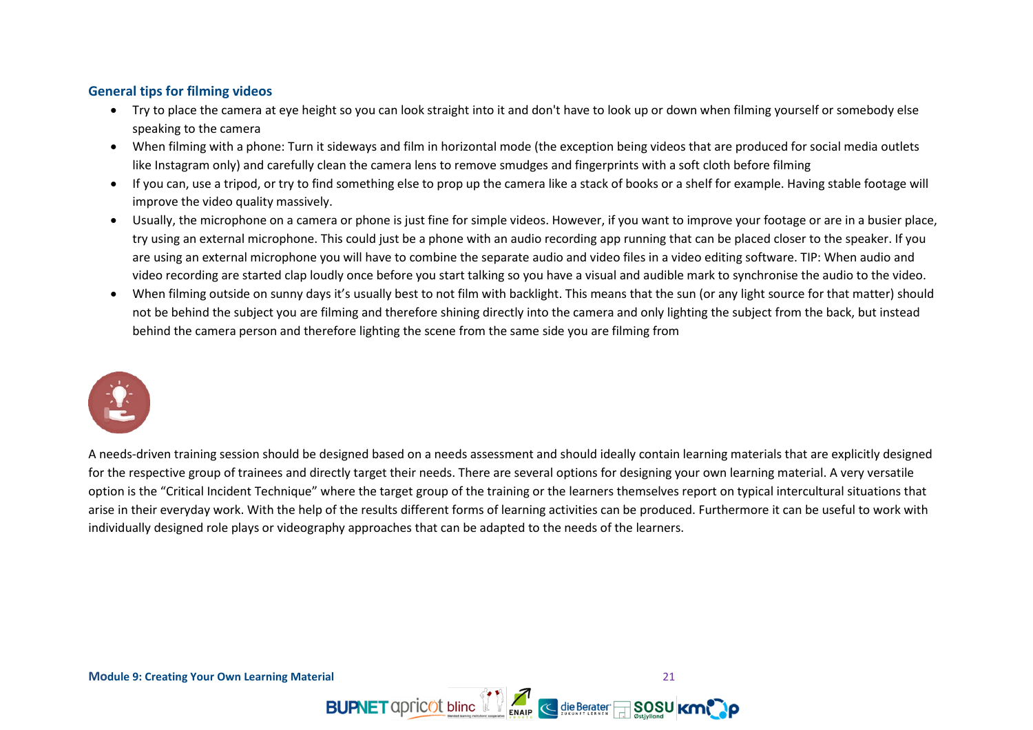### General tips for filming videos

- Try to place the camera at eye height so you can look straight into it and don't have to look up or down when filming yourself or somebody else speaking to the camera
- When filming with a phone: Turn it sideways and film in horizontal mode (the exception being videos that are produced for social media outlets like Instagram only) and carefully clean the camera lens to remove smudges and fingerprints with a soft cloth before filming
- If you can, use a tripod, or try to find something else to prop up the camera like a stack of books or a shelf for example. Having stable footage will improve the video quality massively.
- Usually, the microphone on a camera or phone is just fine for simple videos. However, if you want to improve your footage or are in a busier place, try using an external microphone. This could just be a phone with an audio recording app running that can be placed closer to the speaker. If you are using an external microphone you will have to combine the separate audio and video files in a video editing software. TIP: When audio and video recording are started clap loudly once before you start talking so you have a visual and audible mark to synchronise the audio to the video.
- When filming outside on sunny days it's usually best to not film with backlight. This means that the sun (or any light source for that matter) should not be behind the subject you are filming and therefore shining directly into the camera and only lighting the subject from the back, but instead behind the camera person and therefore lighting the scene from the same side you are filming from

A needs-driven training session should be designed based on a needs assessment and should ideally contain learning materials that are explicitly designed for the respective group of trainees and directly target their needs. There are several options for designing your own learning material. A very versatile option is the "Critical Incident Technique" where the target group of the training or the learners themselves report on typical intercultural situations that arise in their everyday work. With the help of the results different forms of learning activities can be produced. Furthermore it can be useful to work with individually designed role plays or videography approaches that can be adapted to the needs of the learners.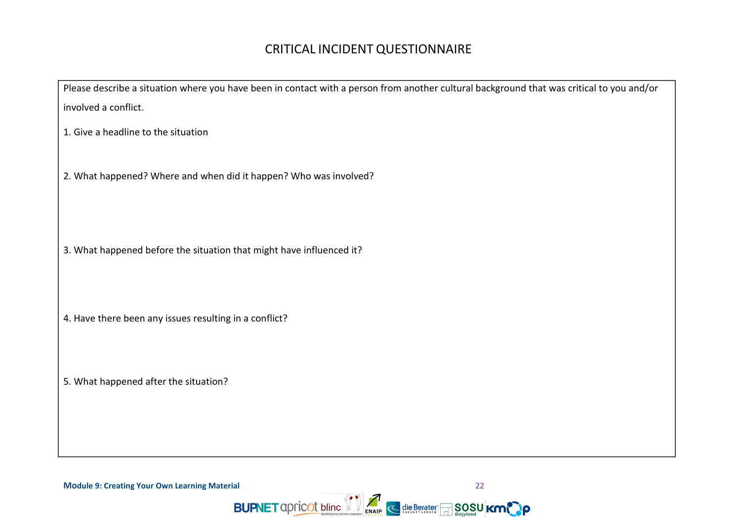# CRITICAL INCIDENT QUESTIONNAIRE

Please describe a situation where you have been in contact with a person from another cultural background that was critical to you and/or involved a conflict.

1. Give a headline to the situation

2. What happened? Where and when did it happen? Who was involved?

3. What happened before the situation that might have influenced it?

4. Have there been any issues resulting in a conflict?

5. What happened after the situation?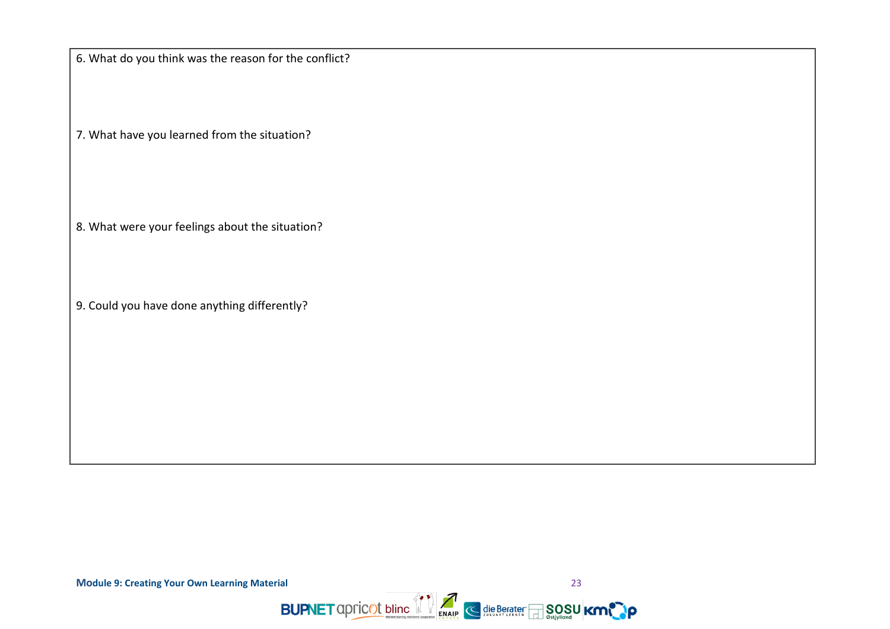6. What do you think was the reason for the conflict?

7. What have you learned from the situation?

8. What were your feelings about the situation?

9. Could you have done anything differently?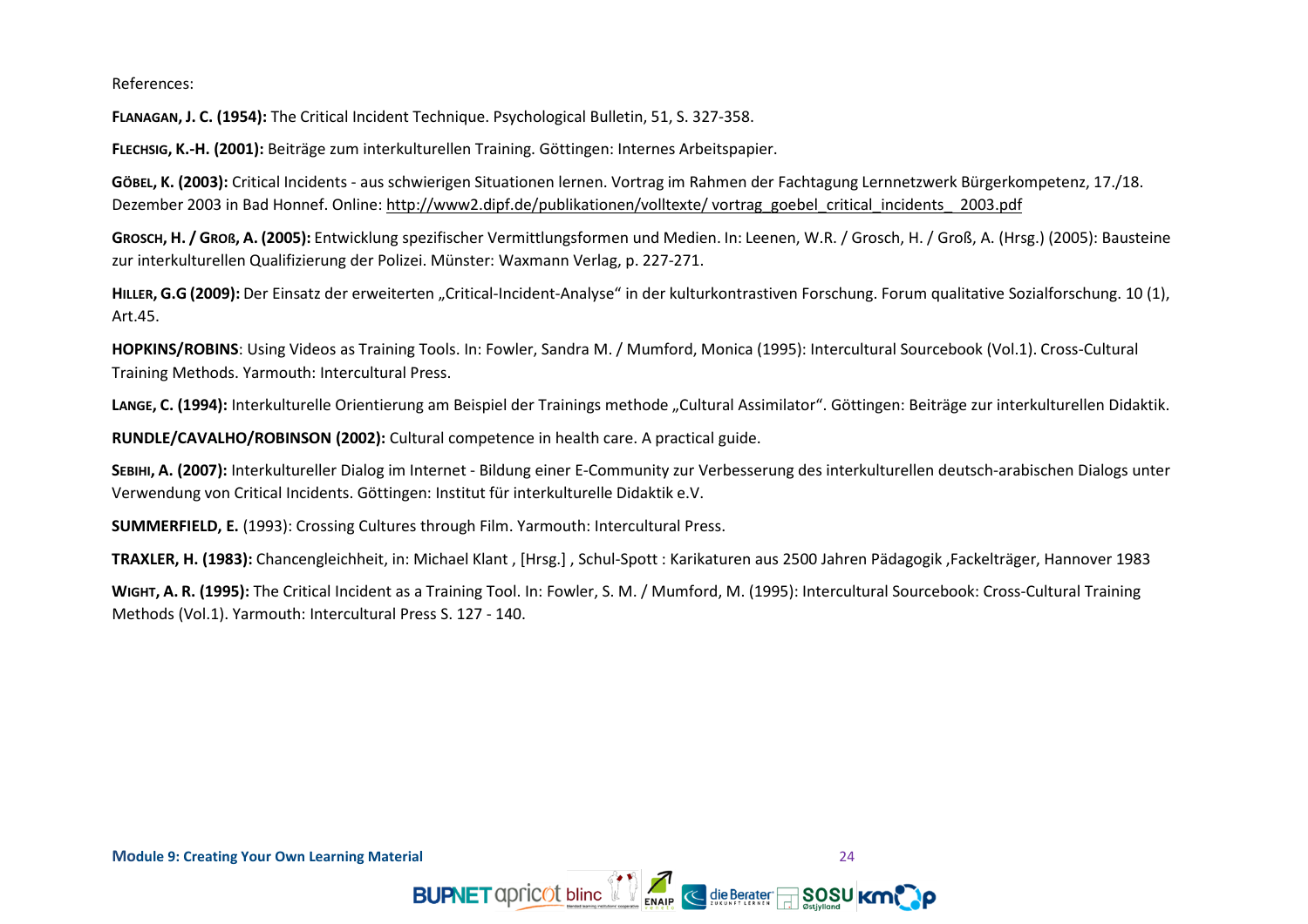References:

**FLANAGAN, J. C. (1954):** The Critical Incident Technique. Psychological Bulletin, 51, S. 327-358.

**FLECHSIG, K.-H. (2001):** Beiträge zum interkulturellen Training. Göttingen: Internes Arbeitspapier.

**GÖBEL, K. (2003):** Critical Incidents - aus schwierigen Situationen lernen. Vortrag im Rahmen der Fachtagung Lernnetzwerk Bürgerkompetenz, 17./18. Dezember 2003 in Bad Honnef. Online: http://www2.dipf.de/publikationen/volltexte/ vortrag_goebel_critical_incidents_ 2003.pdf

**GROSCH, H. / GROß, A. (2005):** Entwicklung spezifischer Vermittlungsformen und Medien. In: Leenen, W.R. / Grosch, H. / Groß, A. (Hrsg.) (2005): Bausteine zur interkulturellen Qualifizierung der Polizei. Münster: Waxmann Verlag, p. 227-271.

**HILLER, G.G (2009):** Der Einsatz der erweiterten „Critical-Incident-Analyse" in der kulturkontrastiven Forschung. Forum qualitative Sozialforschung. 10 (1), Art.45.

**HOPKINS/ROBINS**: Using Videos as Training Tools. In: Fowler, Sandra M. / Mumford, Monica (1995): Intercultural Sourcebook (Vol.1). Cross-Cultural Training Methods. Yarmouth: Intercultural Press.

**LANGE, C. (1994):** Interkulturelle Orientierung am Beispiel der Trainings methode „Cultural Assimilator". Göttingen: Beiträge zur interkulturellen Didaktik.

**RUNDLE/CAVALHO/ROBINSON (2002):** Cultural competence in health care. A practical guide.

**SEBIHI, A. (2007):** Interkultureller Dialog im Internet - Bildung einer E-Community zur Verbesserung des interkulturellen deutsch-arabischen Dialogs unter Verwendung von Critical Incidents. Göttingen: Institut für interkulturelle Didaktik e.V.

**SUMMERFIELD, E.** (1993): Crossing Cultures through Film. Yarmouth: Intercultural Press.

**TRAXLER, H. (1983):** Chancengleichheit, in: Michael Klant , [Hrsg.] , Schul-Spott : Karikaturen aus 2500 Jahren Pädagogik ,Fackelträger, Hannover 1983

**WIGHT, A. R. (1995):** The Critical Incident as a Training Tool. In: Fowler, S. M. / Mumford, M. (1995): Intercultural Sourcebook: Cross-Cultural Training Methods (Vol.1). Yarmouth: Intercultural Press S. 127 - 140.